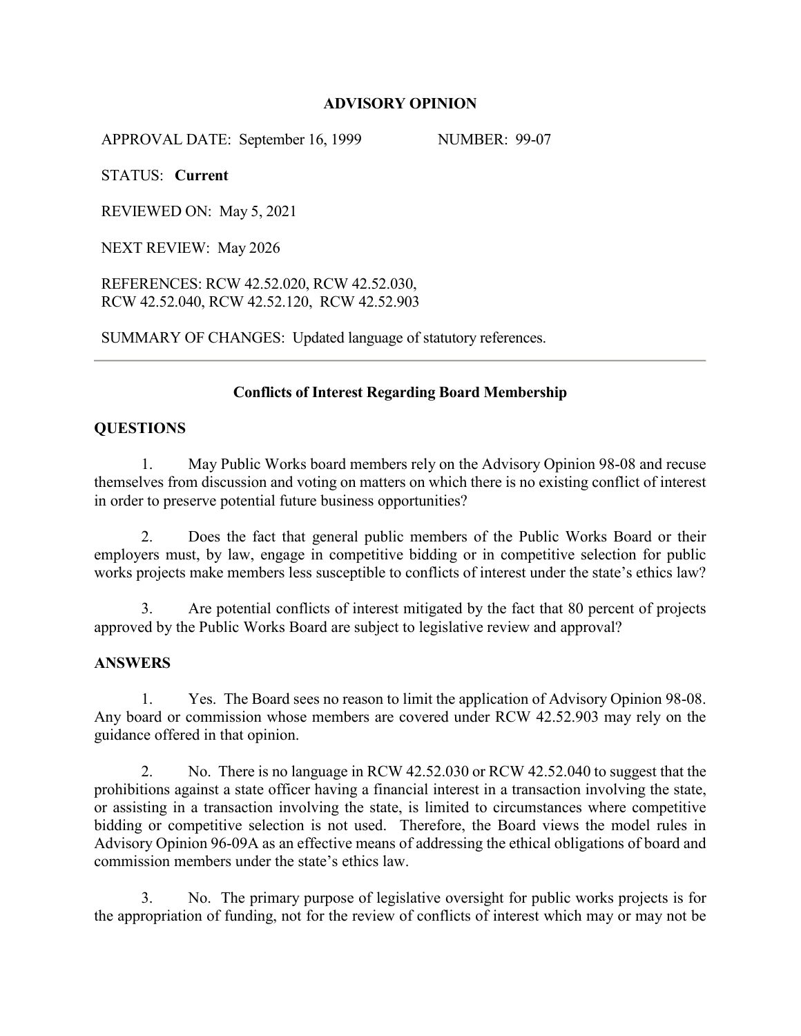## ADVISORY OPINION

APPROVAL DATE: September 16, 1999 NUMBER: 99-07

STATUS: **Current**

REVIEWED ON: May 5, 2021

NEXT REVIEW: May 2026

REFERENCES: RCW 42.52.020, RCW 42.52.030, RCW 42.52.040, RCW 42.52.120, RCW 42.52.903

SUMMARY OF CHANGES: Updated language of statutory references.

---

### Conflicts of Interest Regarding Board Membership

**QUESTIONS**

1. May Public Works board members rely on the Advisory Opinion 98-08 and recuse themselves from discussion and voting on matters on which there is no existing conflict of interest in order to preserve potential future business opportunities?

2. Does the fact that general public members of the Public Works Board or their employers must, by law, engage in competitive bidding or in competitive selection for public works projects make members less susceptible to conflicts of interest under the state's ethics law?

3. Are potential conflicts of interest mitigated by the fact that 80 percent of projects approved by the Public Works Board are subject to legislative review and approval?

**ANSWERS**

1. Yes. The Board sees no reason to limit the application of Advisory Opinion 98-08. Any board or commission whose members are covered under RCW 42.52.903 may rely on the guidance offered in that opinion.

2. No. There is no language in RCW 42.52.030 or RCW 42.52.040 to suggest that the prohibitions against a state officer having a financial interest in a transaction involving the state, or assisting in a transaction involving the state, is limited to circumstances where competitive bidding or competitive selection is not used. Therefore, the Board views the model rules in Advisory Opinion 96-09A as an effective means of addressing the ethical obligations of board and commission members under the state's ethics law.

3. No. The primary purpose of legislative oversight for public works projects is for the appropriation of funding, not for the review of conflicts of interest which may or may not be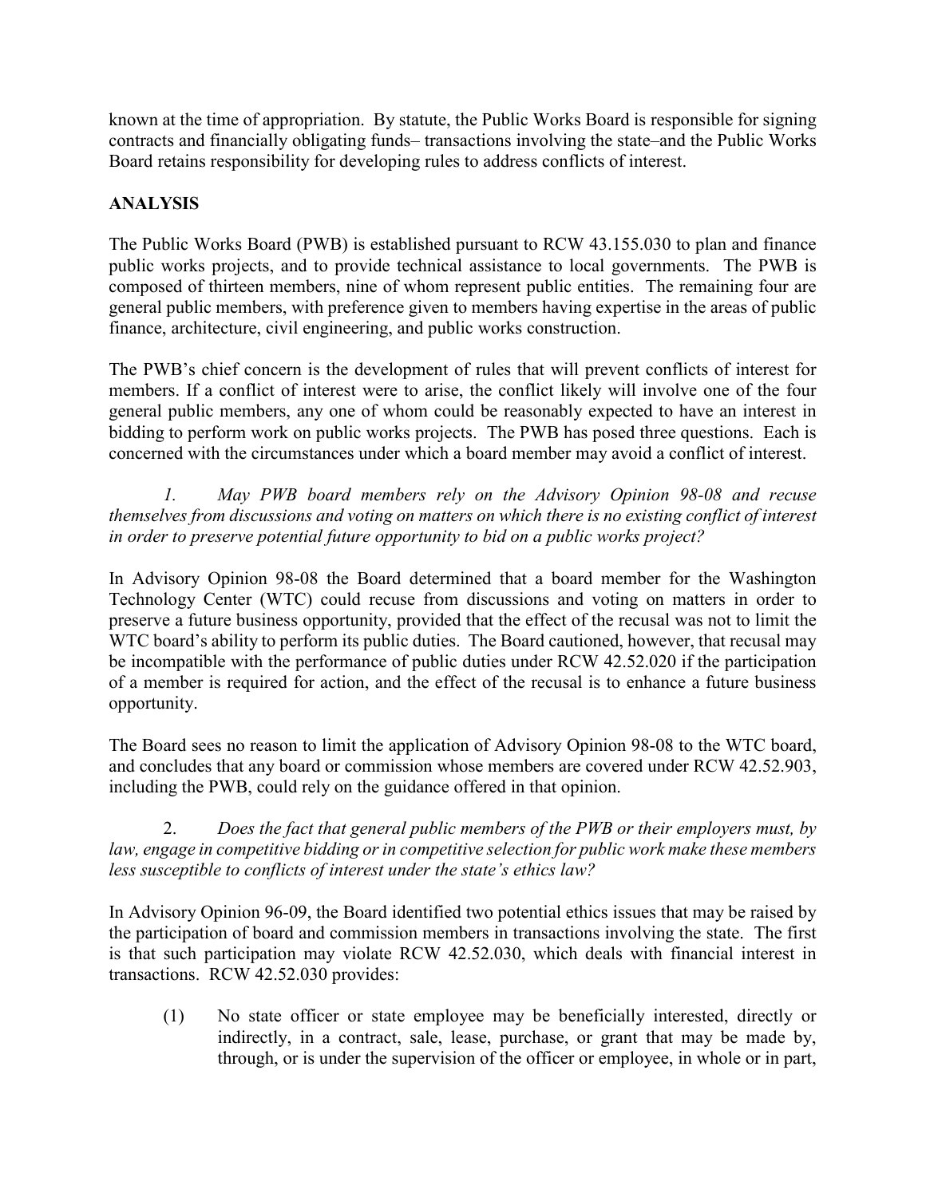known at the time of appropriation. By statute, the Public Works Board is responsible for signing contracts and financially obligating funds– transactions involving the state–and the Public Works Board retains responsibility for developing rules to address conflicts of interest.

## ANALYSIS

The Public Works Board (PWB) is established pursuant to RCW 43.155.030 to plan and finance public works projects, and to provide technical assistance to local governments. The PWB is composed of thirteen members, nine of whom represent public entities. The remaining four are general public members, with preference given to members having expertise in the areas of public finance, architecture, civil engineering, and public works construction.

The PWB's chief concern is the development of rules that will prevent conflicts of interest for members. If a conflict of interest were to arise, the conflict likely will involve one of the four general public members, any one of whom could be reasonably expected to have an interest in bidding to perform work on public works projects. The PWB has posed three questions. Each is concerned with the circumstances under which a board member may avoid a conflict of interest.

1. *May PWB board members rely on the Advisory Opinion 98-08 and recuse themselves from discussions and voting on matters on which there is no existing conflict of interest in order to preserve potential future opportunity to bid on a public works project?*

In Advisory Opinion 98-08 the Board determined that a board member for the Washington Technology Center (WTC) could recuse from discussions and voting on matters in order to preserve a future business opportunity, provided that the effect of the recusal was not to limit the WTC board's ability to perform its public duties. The Board cautioned, however, that recusal may be incompatible with the performance of public duties under RCW 42.52.020 if the participation of a member is required for action, and the effect of the recusal is to enhance a future business opportunity.

The Board sees no reason to limit the application of Advisory Opinion 98-08 to the WTC board, and concludes that any board or commission whose members are covered under RCW 42.52.903, including the PWB, could rely on the guidance offered in that opinion.

2. *Does the fact that general public members of the PWB or their employers must, by law, engage in competitive bidding or in competitive selection for public work make these members less susceptible to conflicts of interest under the state's ethics law?*

In Advisory Opinion 96-09, the Board identified two potential ethics issues that may be raised by the participation of board and commission members in transactions involving the state. The first is that such participation may violate RCW 42.52.030, which deals with financial interest in transactions. RCW 42.52.030 provides:

> (1) No state officer or state employee may be beneficially interested, directly or indirectly, in a contract, sale, lease, purchase, or grant that may be made by, through, or is under the supervision of the officer or employee, in whole or in part,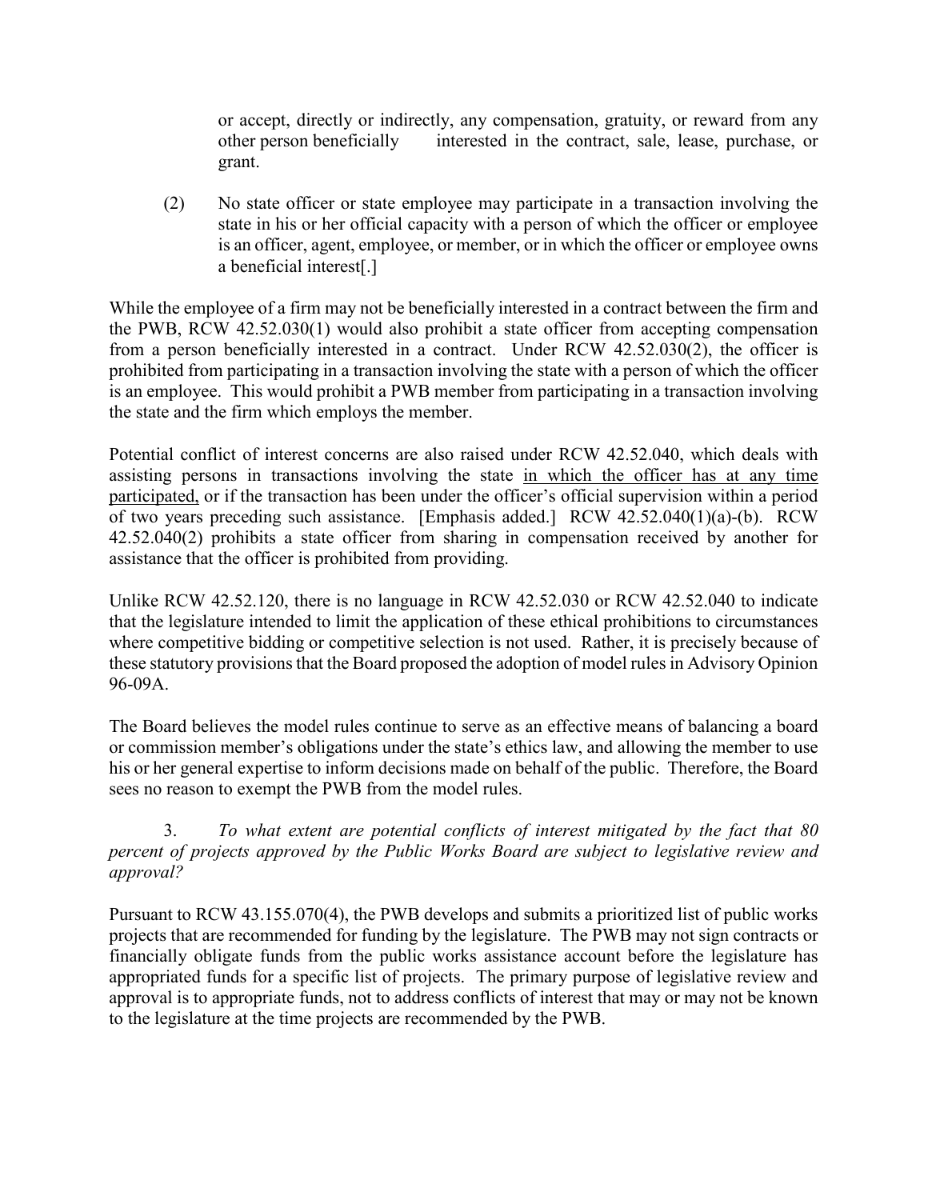or accept, directly or indirectly, any compensation, gratuity, or reward from any other person beneficially interested in the contract, sale, lease, purchase, or grant.

(2) No state officer or state employee may participate in a transaction involving the state in his or her official capacity with a person of which the officer or employee is an officer, agent, employee, or member, or in which the officer or employee owns a beneficial interest[.]

While the employee of a firm may not be beneficially interested in a contract between the firm and the PWB, RCW 42.52.030(1) would also prohibit a state officer from accepting compensation from a person beneficially interested in a contract. Under RCW 42.52.030(2), the officer is prohibited from participating in a transaction involving the state with a person of which the officer is an employee. This would prohibit a PWB member from participating in a transaction involving the state and the firm which employs the member.

Potential conflict of interest concerns are also raised under RCW 42.52.040, which deals with assisting persons in transactions involving the state <u>in which the officer has at any time participated,</u> or if the transaction has been under the officer's official supervision within a period of two years preceding such assistance. [Emphasis added.] RCW 42.52.040(1)(a)-(b). RCW 42.52.040(2) prohibits a state officer from sharing in compensation received by another for assistance that the officer is prohibited from providing.

Unlike RCW 42.52.120, there is no language in RCW 42.52.030 or RCW 42.52.040 to indicate that the legislature intended to limit the application of these ethical prohibitions to circumstances where competitive bidding or competitive selection is not used. Rather, it is precisely because of these statutory provisions that the Board proposed the adoption of model rules in Advisory Opinion 96-09A.

The Board believes the model rules continue to serve as an effective means of balancing a board or commission member's obligations under the state's ethics law, and allowing the member to use his or her general expertise to inform decisions made on behalf of the public. Therefore, the Board sees no reason to exempt the PWB from the model rules.

3. *To what extent are potential conflicts of interest mitigated by the fact that 80 percent of projects approved by the Public Works Board are subject to legislative review and approval?*

Pursuant to RCW 43.155.070(4), the PWB develops and submits a prioritized list of public works projects that are recommended for funding by the legislature. The PWB may not sign contracts or financially obligate funds from the public works assistance account before the legislature has appropriated funds for a specific list of projects. The primary purpose of legislative review and approval is to appropriate funds, not to address conflicts of interest that may or may not be known to the legislature at the time projects are recommended by the PWB.